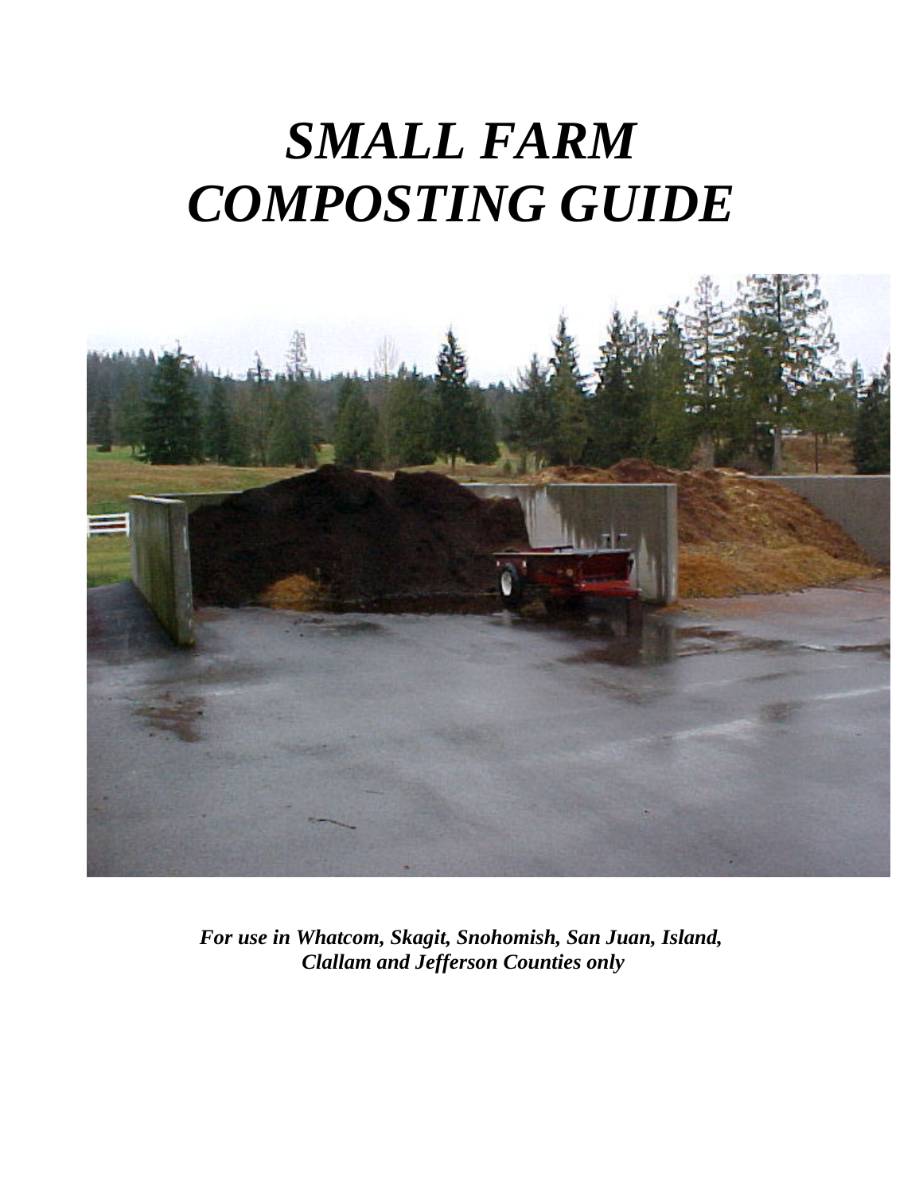# *SMALL FARM COMPOSTING GUIDE*

***For use in Whatcom, Skagit, Snohomish, San Juan, Island, Clallam and Jefferson Counties only***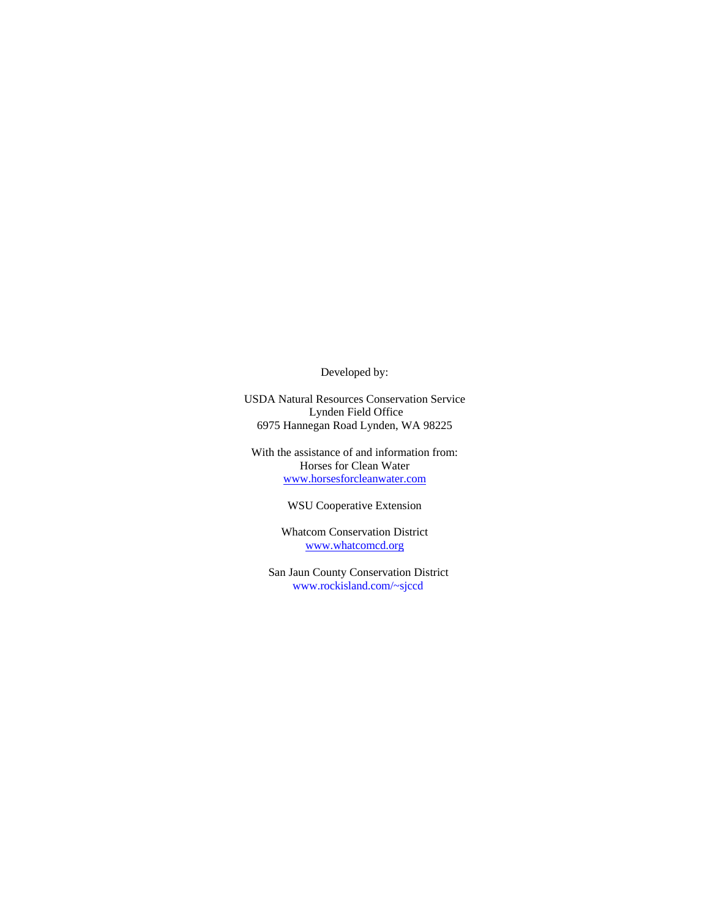Developed by:

USDA Natural Resources Conservation Service
Lynden Field Office
6975 Hannegan Road Lynden, WA 98225

With the assistance of and information from:
Horses for Clean Water
www.horsesforcleanwater.com

WSU Cooperative Extension

Whatcom Conservation District
www.whatcomcd.org

San Jaun County Conservation District
www.rockisland.com/~sjccd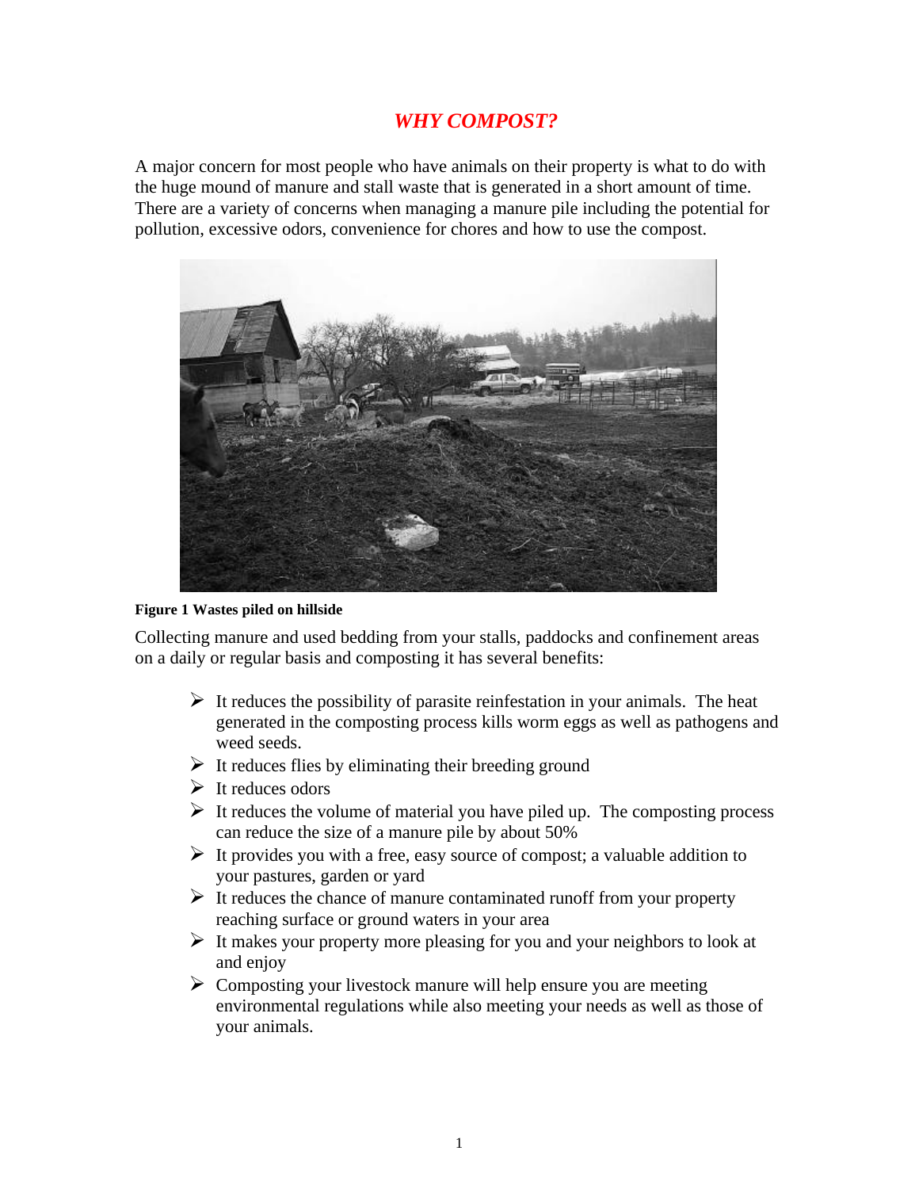# *WHY COMPOST?*

A major concern for most people who have animals on their property is what to do with the huge mound of manure and stall waste that is generated in a short amount of time. There are a variety of concerns when managing a manure pile including the potential for pollution, excessive odors, convenience for chores and how to use the compost.

**Figure 1 Wastes piled on hillside**

Collecting manure and used bedding from your stalls, paddocks and confinement areas on a daily or regular basis and composting it has several benefits:

- It reduces the possibility of parasite reinfestation in your animals. The heat generated in the composting process kills worm eggs as well as pathogens and weed seeds.
- It reduces flies by eliminating their breeding ground
- It reduces odors
- It reduces the volume of material you have piled up. The composting process can reduce the size of a manure pile by about 50%
- It provides you with a free, easy source of compost; a valuable addition to your pastures, garden or yard
- It reduces the chance of manure contaminated runoff from your property reaching surface or ground waters in your area
- It makes your property more pleasing for you and your neighbors to look at and enjoy
- Composting your livestock manure will help ensure you are meeting environmental regulations while also meeting your needs as well as those of your animals.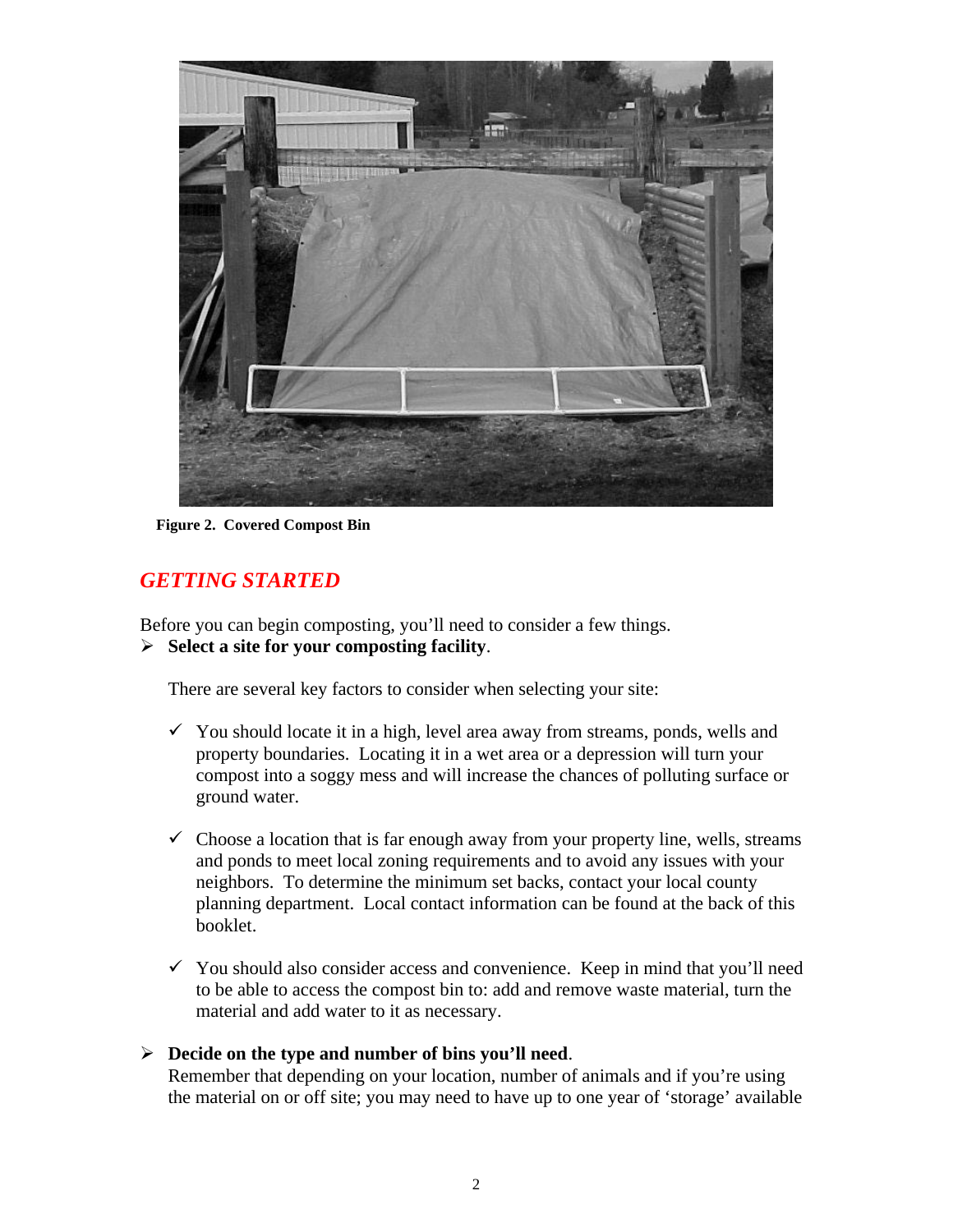**Figure 2. Covered Compost Bin**

## *GETTING STARTED*

Before you can begin composting, you'll need to consider a few things.

- **Select a site for your composting facility**.

  There are several key factors to consider when selecting your site:

  - ✓ You should locate it in a high, level area away from streams, ponds, wells and property boundaries. Locating it in a wet area or a depression will turn your compost into a soggy mess and will increase the chances of polluting surface or ground water.

  - ✓ Choose a location that is far enough away from your property line, wells, streams and ponds to meet local zoning requirements and to avoid any issues with your neighbors. To determine the minimum set backs, contact your local county planning department. Local contact information can be found at the back of this booklet.

  - ✓ You should also consider access and convenience. Keep in mind that you'll need to be able to access the compost bin to: add and remove waste material, turn the material and add water to it as necessary.

- **Decide on the type and number of bins you'll need**.
  Remember that depending on your location, number of animals and if you're using the material on or off site; you may need to have up to one year of 'storage' available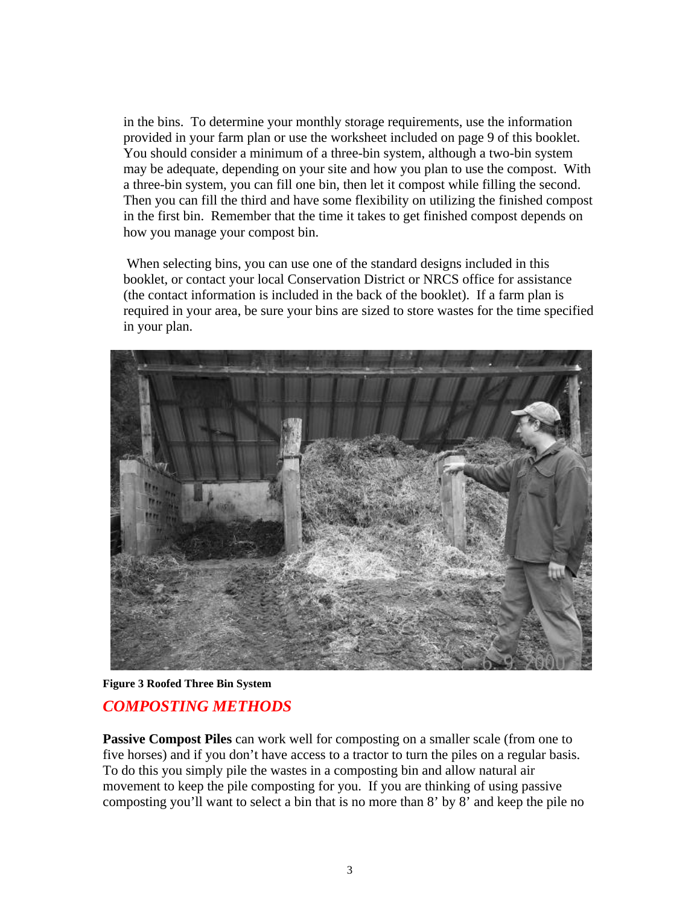in the bins. To determine your monthly storage requirements, use the information provided in your farm plan or use the worksheet included on page 9 of this booklet. You should consider a minimum of a three-bin system, although a two-bin system may be adequate, depending on your site and how you plan to use the compost. With a three-bin system, you can fill one bin, then let it compost while filling the second. Then you can fill the third and have some flexibility on utilizing the finished compost in the first bin. Remember that the time it takes to get finished compost depends on how you manage your compost bin.

When selecting bins, you can use one of the standard designs included in this booklet, or contact your local Conservation District or NRCS office for assistance (the contact information is included in the back of the booklet). If a farm plan is required in your area, be sure your bins are sized to store wastes for the time specified in your plan.

**Figure 3 Roofed Three Bin System**

## *COMPOSTING METHODS*

**Passive Compost Piles** can work well for composting on a smaller scale (from one to five horses) and if you don't have access to a tractor to turn the piles on a regular basis. To do this you simply pile the wastes in a composting bin and allow natural air movement to keep the pile composting for you. If you are thinking of using passive composting you'll want to select a bin that is no more than 8' by 8' and keep the pile no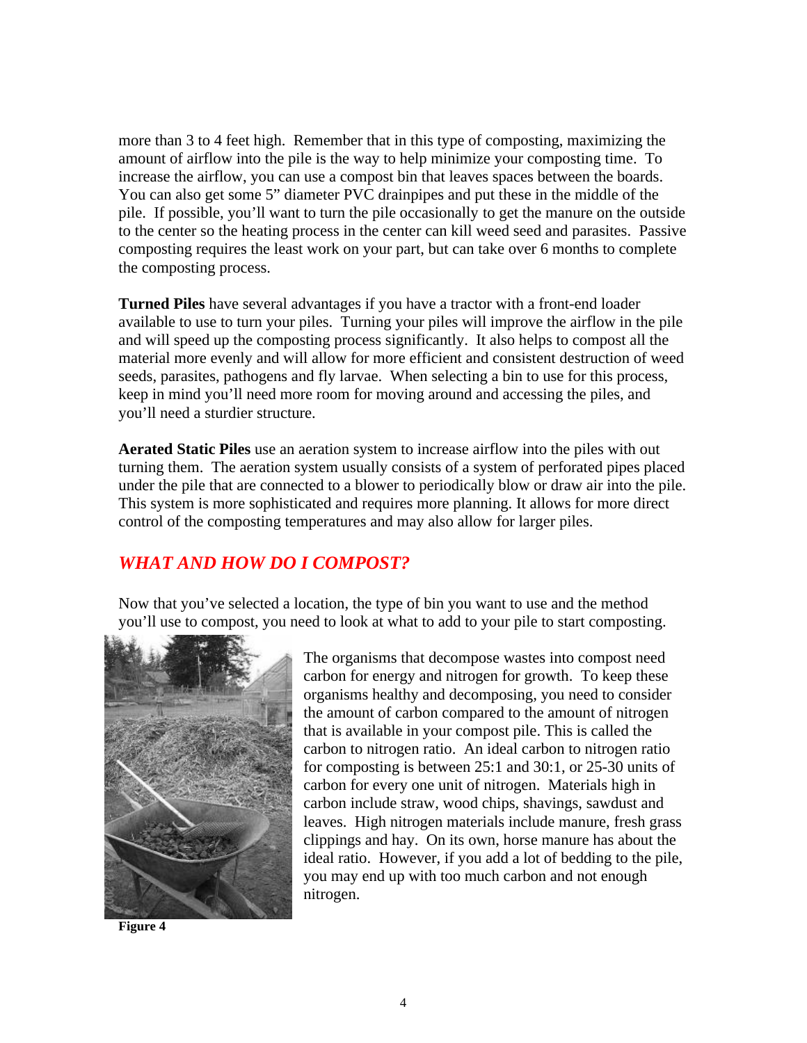more than 3 to 4 feet high. Remember that in this type of composting, maximizing the amount of airflow into the pile is the way to help minimize your composting time. To increase the airflow, you can use a compost bin that leaves spaces between the boards. You can also get some 5" diameter PVC drainpipes and put these in the middle of the pile. If possible, you'll want to turn the pile occasionally to get the manure on the outside to the center so the heating process in the center can kill weed seed and parasites. Passive composting requires the least work on your part, but can take over 6 months to complete the composting process.

**Turned Piles** have several advantages if you have a tractor with a front-end loader available to use to turn your piles. Turning your piles will improve the airflow in the pile and will speed up the composting process significantly. It also helps to compost all the material more evenly and will allow for more efficient and consistent destruction of weed seeds, parasites, pathogens and fly larvae. When selecting a bin to use for this process, keep in mind you'll need more room for moving around and accessing the piles, and you'll need a sturdier structure.

**Aerated Static Piles** use an aeration system to increase airflow into the piles with out turning them. The aeration system usually consists of a system of perforated pipes placed under the pile that are connected to a blower to periodically blow or draw air into the pile. This system is more sophisticated and requires more planning. It allows for more direct control of the composting temperatures and may also allow for larger piles.

## *WHAT AND HOW DO I COMPOST?*

Now that you've selected a location, the type of bin you want to use and the method you'll use to compost, you need to look at what to add to your pile to start composting.

The organisms that decompose wastes into compost need carbon for energy and nitrogen for growth. To keep these organisms healthy and decomposing, you need to consider the amount of carbon compared to the amount of nitrogen that is available in your compost pile. This is called the carbon to nitrogen ratio. An ideal carbon to nitrogen ratio for composting is between 25:1 and 30:1, or 25-30 units of carbon for every one unit of nitrogen. Materials high in carbon include straw, wood chips, shavings, sawdust and leaves. High nitrogen materials include manure, fresh grass clippings and hay. On its own, horse manure has about the ideal ratio. However, if you add a lot of bedding to the pile, you may end up with too much carbon and not enough nitrogen.

**Figure 4**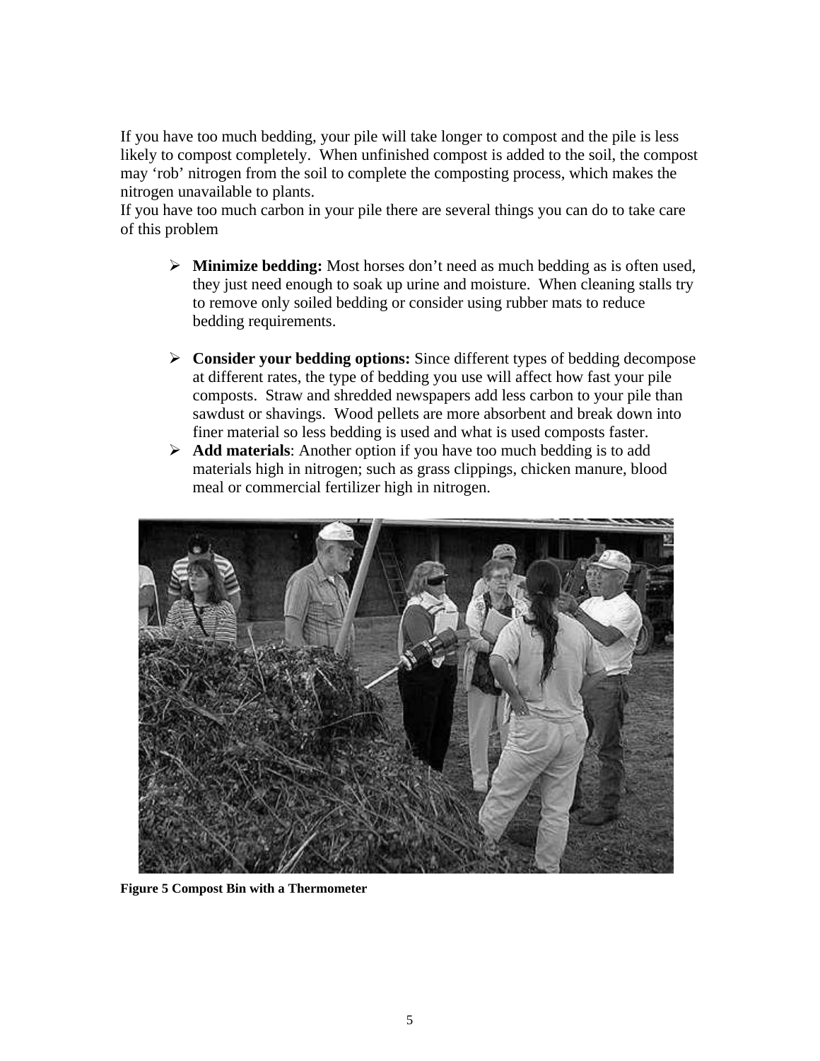If you have too much bedding, your pile will take longer to compost and the pile is less likely to compost completely. When unfinished compost is added to the soil, the compost may 'rob' nitrogen from the soil to complete the composting process, which makes the nitrogen unavailable to plants.

If you have too much carbon in your pile there are several things you can do to take care of this problem

- **Minimize bedding:** Most horses don't need as much bedding as is often used, they just need enough to soak up urine and moisture. When cleaning stalls try to remove only soiled bedding or consider using rubber mats to reduce bedding requirements.

- **Consider your bedding options:** Since different types of bedding decompose at different rates, the type of bedding you use will affect how fast your pile composts. Straw and shredded newspapers add less carbon to your pile than sawdust or shavings. Wood pellets are more absorbent and break down into finer material so less bedding is used and what is used composts faster.
- **Add materials**: Another option if you have too much bedding is to add materials high in nitrogen; such as grass clippings, chicken manure, blood meal or commercial fertilizer high in nitrogen.

**Figure 5 Compost Bin with a Thermometer**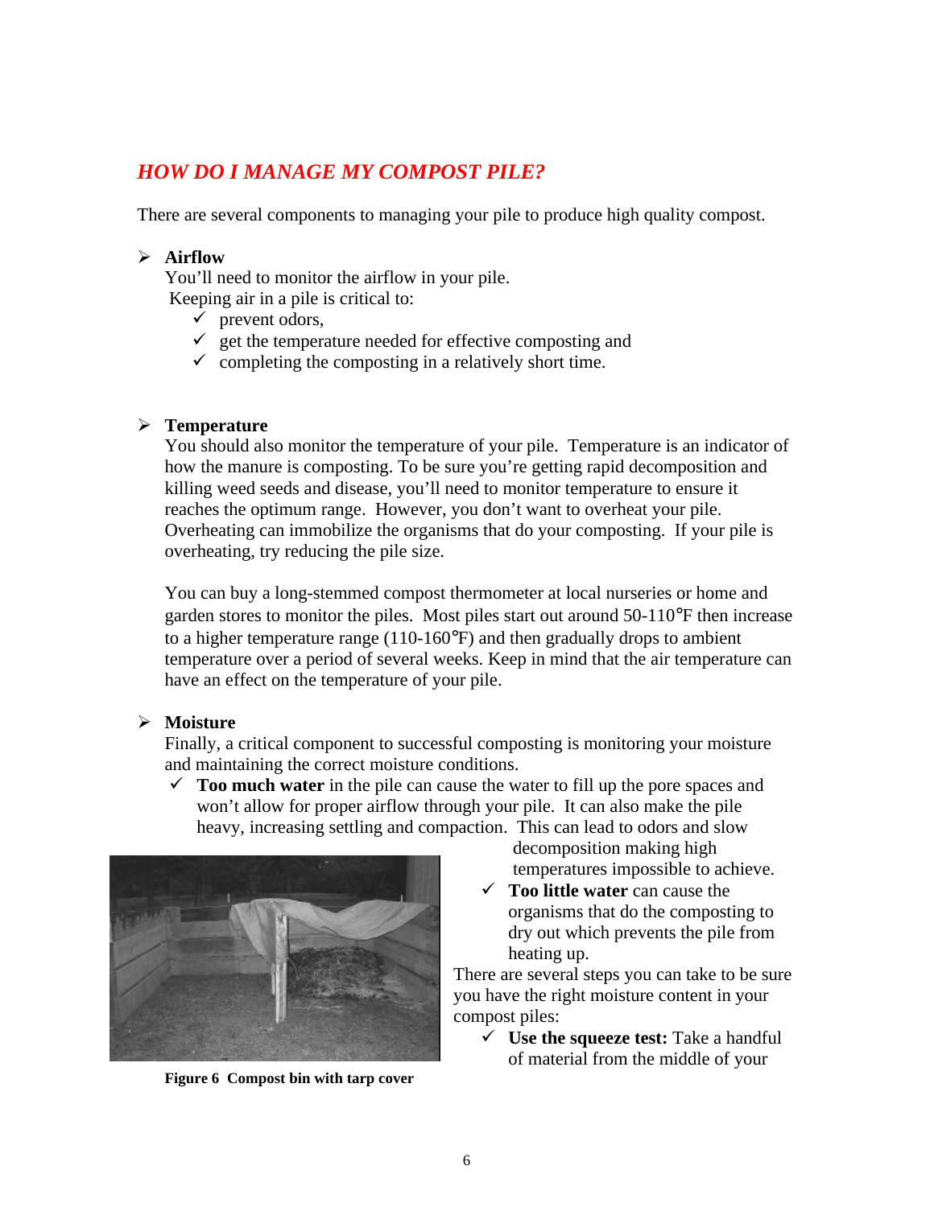## *HOW DO I MANAGE MY COMPOST PILE?*

There are several components to managing your pile to produce high quality compost.

- **Airflow**

  You'll need to monitor the airflow in your pile.
  Keeping air in a pile is critical to:
  - ✓ prevent odors,
  - ✓ get the temperature needed for effective composting and
  - ✓ completing the composting in a relatively short time.

- **Temperature**

  You should also monitor the temperature of your pile. Temperature is an indicator of how the manure is composting. To be sure you're getting rapid decomposition and killing weed seeds and disease, you'll need to monitor temperature to ensure it reaches the optimum range. However, you don't want to overheat your pile. Overheating can immobilize the organisms that do your composting. If your pile is overheating, try reducing the pile size.

  You can buy a long-stemmed compost thermometer at local nurseries or home and garden stores to monitor the piles. Most piles start out around 50-110°F then increase to a higher temperature range (110-160°F) and then gradually drops to ambient temperature over a period of several weeks. Keep in mind that the air temperature can have an effect on the temperature of your pile.

- **Moisture**

  Finally, a critical component to successful composting is monitoring your moisture and maintaining the correct moisture conditions.
  - ✓ **Too much water** in the pile can cause the water to fill up the pore spaces and won't allow for proper airflow through your pile. It can also make the pile heavy, increasing settling and compaction. This can lead to odors and slow decomposition making high temperatures impossible to achieve.
  - ✓ **Too little water** can cause the organisms that do the composting to dry out which prevents the pile from heating up.

  There are several steps you can take to be sure you have the right moisture content in your compost piles:
  - ✓ **Use the squeeze test:** Take a handful of material from the middle of your

**Figure 6 Compost bin with tarp cover**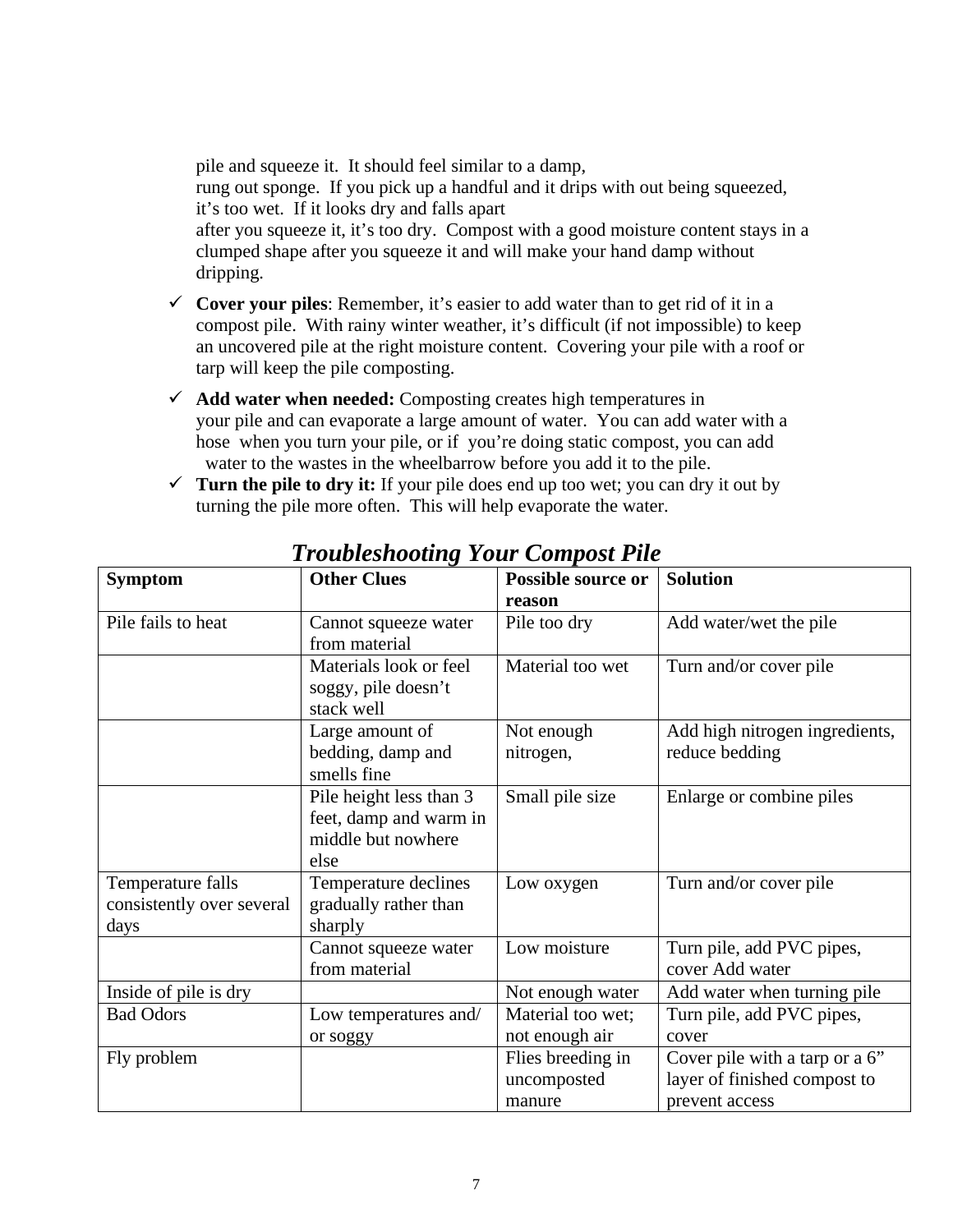pile and squeeze it. It should feel similar to a damp, rung out sponge. If you pick up a handful and it drips with out being squeezed, it's too wet. If it looks dry and falls apart after you squeeze it, it's too dry. Compost with a good moisture content stays in a clumped shape after you squeeze it and will make your hand damp without dripping.

- ✓ **Cover your piles**: Remember, it's easier to add water than to get rid of it in a compost pile. With rainy winter weather, it's difficult (if not impossible) to keep an uncovered pile at the right moisture content. Covering your pile with a roof or tarp will keep the pile composting.
- ✓ **Add water when needed:** Composting creates high temperatures in your pile and can evaporate a large amount of water. You can add water with a hose when you turn your pile, or if you're doing static compost, you can add water to the wastes in the wheelbarrow before you add it to the pile.
- ✓ **Turn the pile to dry it:** If your pile does end up too wet; you can dry it out by turning the pile more often. This will help evaporate the water.

## *Troubleshooting Your Compost Pile*

| Symptom | Other Clues | Possible source or reason | Solution |
|---|---|---|---|
| Pile fails to heat | Cannot squeeze water from material | Pile too dry | Add water/wet the pile |
| | Materials look or feel soggy, pile doesn't stack well | Material too wet | Turn and/or cover pile |
| | Large amount of bedding, damp and smells fine | Not enough nitrogen, | Add high nitrogen ingredients, reduce bedding |
| | Pile height less than 3 feet, damp and warm in middle but nowhere else | Small pile size | Enlarge or combine piles |
| Temperature falls consistently over several days | Temperature declines gradually rather than sharply | Low oxygen | Turn and/or cover pile |
| | Cannot squeeze water from material | Low moisture | Turn pile, add PVC pipes, cover Add water |
| Inside of pile is dry | | Not enough water | Add water when turning pile |
| Bad Odors | Low temperatures and/ or soggy | Material too wet; not enough air | Turn pile, add PVC pipes, cover |
| Fly problem | | Flies breeding in uncomposted manure | Cover pile with a tarp or a 6" layer of finished compost to prevent access |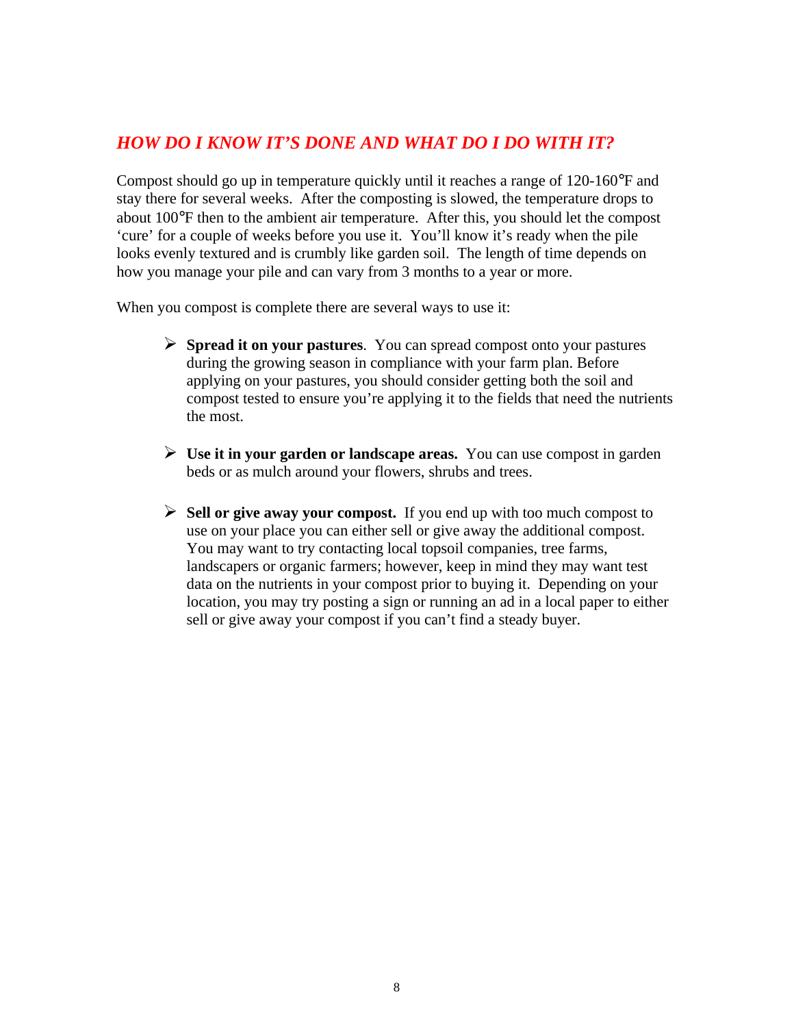## *HOW DO I KNOW IT'S DONE AND WHAT DO I DO WITH IT?*

Compost should go up in temperature quickly until it reaches a range of 120-160°F and stay there for several weeks. After the composting is slowed, the temperature drops to about 100°F then to the ambient air temperature. After this, you should let the compost 'cure' for a couple of weeks before you use it. You'll know it's ready when the pile looks evenly textured and is crumbly like garden soil. The length of time depends on how you manage your pile and can vary from 3 months to a year or more.

When you compost is complete there are several ways to use it:

- **Spread it on your pastures**. You can spread compost onto your pastures during the growing season in compliance with your farm plan. Before applying on your pastures, you should consider getting both the soil and compost tested to ensure you're applying it to the fields that need the nutrients the most.

- **Use it in your garden or landscape areas.** You can use compost in garden beds or as mulch around your flowers, shrubs and trees.

- **Sell or give away your compost.** If you end up with too much compost to use on your place you can either sell or give away the additional compost. You may want to try contacting local topsoil companies, tree farms, landscapers or organic farmers; however, keep in mind they may want test data on the nutrients in your compost prior to buying it. Depending on your location, you may try posting a sign or running an ad in a local paper to either sell or give away your compost if you can't find a steady buyer.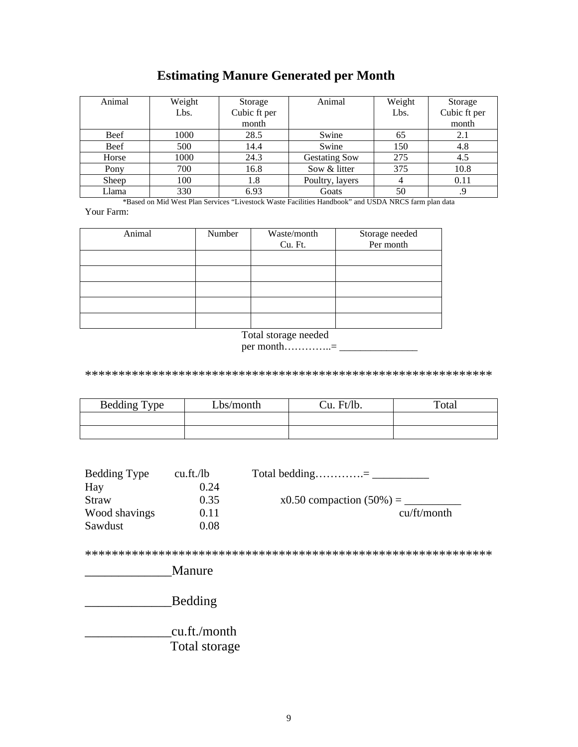# Estimating Manure Generated per Month

| Animal | Weight Lbs. | Storage Cubic ft per month | Animal | Weight Lbs. | Storage Cubic ft per month |
|---|---|---|---|---|---|
| Beef | 1000 | 28.5 | Swine | 65 | 2.1 |
| Beef | 500 | 14.4 | Swine | 150 | 4.8 |
| Horse | 1000 | 24.3 | Gestating Sow | 275 | 4.5 |
| Pony | 700 | 16.8 | Sow & litter | 375 | 10.8 |
| Sheep | 100 | 1.8 | Poultry, layers | 4 | 0.11 |
| Llama | 330 | 6.93 | Goats | 50 | .9 |

*Based on Mid West Plan Services "Livestock Waste Facilities Handbook" and USDA NRCS farm plan data

Your Farm:

| Animal | Number | Waste/month Cu. Ft. | Storage needed Per month |
|---|---|---|---|
| | | | |
| | | | |
| | | | |
| | | | |
| | | | |

Total storage needed per month…………..= _______________

*************************************************************

| Bedding Type | Lbs/month | Cu. Ft/lb. | Total |
|---|---|---|---|
| | | | |
| | | | |

| Bedding Type | cu.ft./lb |
|---|---|
| Hay | 0.24 |
| Straw | 0.35 |
| Wood shavings | 0.11 |
| Sawdust | 0.08 |

Total bedding………….= __________

x0.50 compaction (50%) = __________ cu/ft/month

*************************************************************

_____________Manure

_____________Bedding

_____________cu.ft./month
Total storage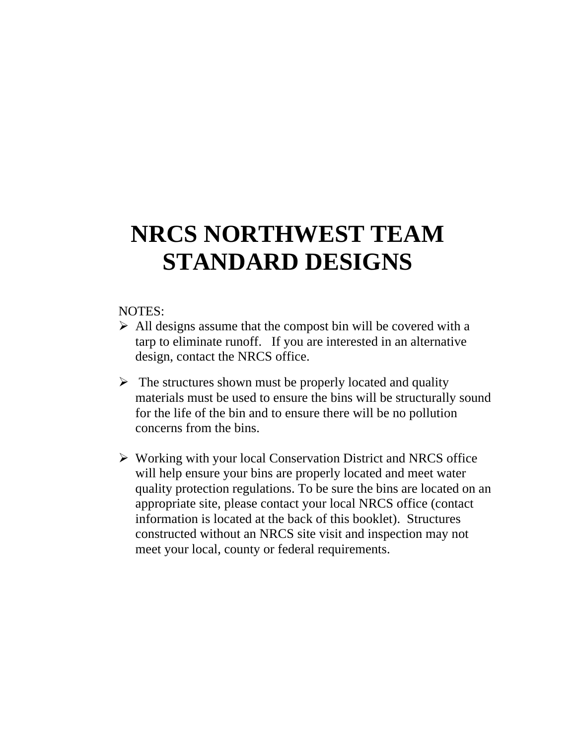# NRCS NORTHWEST TEAM STANDARD DESIGNS

NOTES:

- All designs assume that the compost bin will be covered with a tarp to eliminate runoff. If you are interested in an alternative design, contact the NRCS office.
- The structures shown must be properly located and quality materials must be used to ensure the bins will be structurally sound for the life of the bin and to ensure there will be no pollution concerns from the bins.
- Working with your local Conservation District and NRCS office will help ensure your bins are properly located and meet water quality protection regulations. To be sure the bins are located on an appropriate site, please contact your local NRCS office (contact information is located at the back of this booklet). Structures constructed without an NRCS site visit and inspection may not meet your local, county or federal requirements.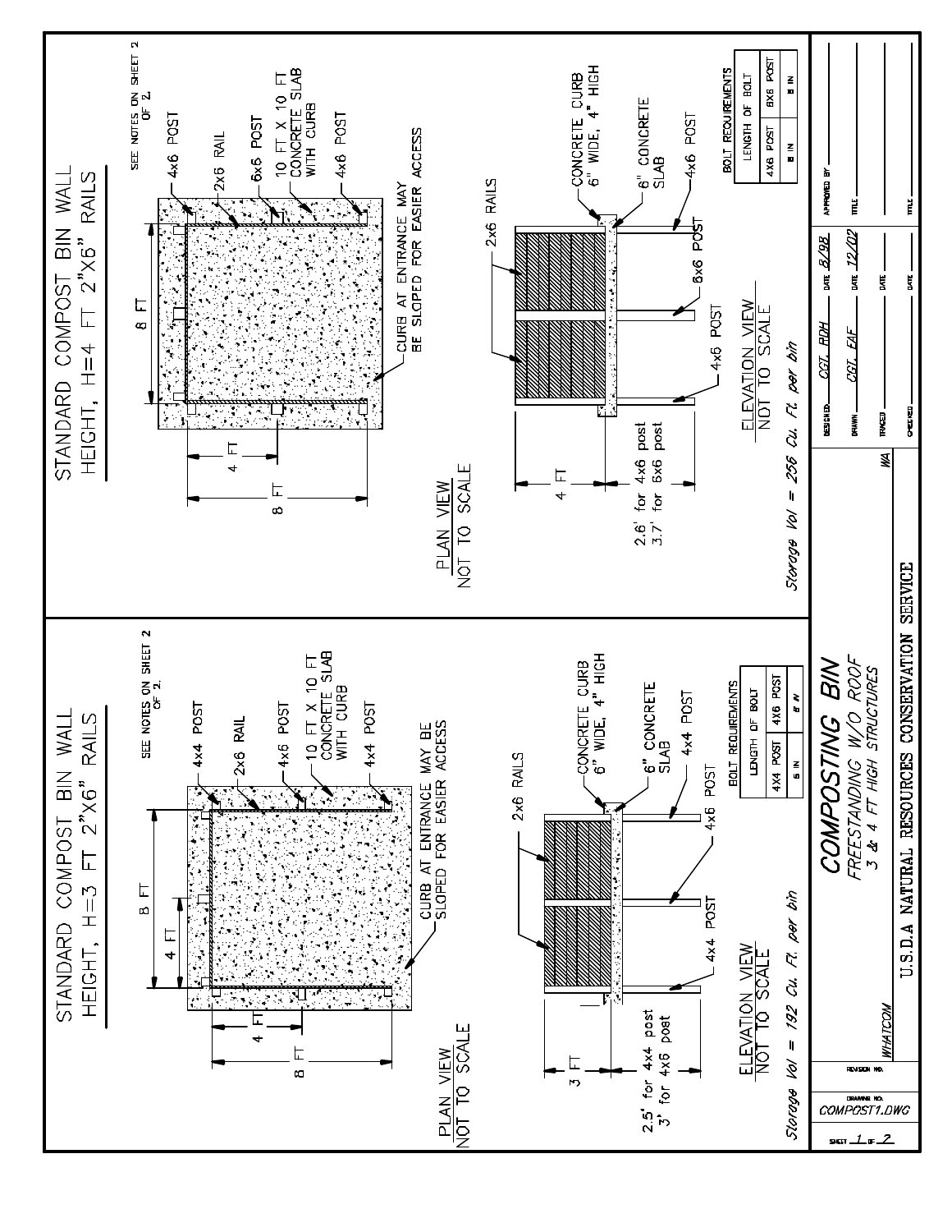## STANDARD COMPOST BIN WALL HEIGHT, H=3 FT 2"X6" RAILS

SEE NOTES ON SHEET 2 OF 2.

- 4x4 POST
- 2x6 RAIL
- 4x6 POST
- 10 FT X 10 FT CONCRETE SLAB WITH CURB
- 4x4 POST
- CURB AT ENTRANCE MAY BE SLOPED FOR EASIER ACCESS

8 FT — 4 FT — 4 FT — 8 FT

PLAN VIEW
NOT TO SCALE

- 2x6 RAILS
- CONCRETE CURB 6" WIDE, 4" HIGH
- 6" CONCRETE SLAB
- 4x4 POST
- 4x6 POST
- 4x4 POST

3 FT

2.5' for 4x4 post
3' for 4x6 post

ELEVATION VIEW
NOT TO SCALE

Storage Vol = 192 Cu. Ft. per bin

| BOLT REQUIREMENTS | |
|---|---|
| LENGTH OF BOLT | |
| 4X4 POST | 4X6 POST |
| 6 IN | 8 IN |

## STANDARD COMPOST BIN WALL HEIGHT, H=4 FT 2"X6" RAILS

SEE NOTES ON SHEET 2 OF 2.

- 4x6 POST
- 2x6 RAIL
- 6x6 POST
- 10 FT X 10 FT CONCRETE SLAB WITH CURB
- 4x6 POST
- CURB AT ENTRANCE MAY BE SLOPED FOR EASIER ACCESS

8 FT — 4 FT — 8 FT

PLAN VIEW
NOT TO SCALE

- 2x6 RAILS
- CONCRETE CURB 6" WIDE, 4" HIGH
- 6" CONCRETE SLAB
- 4x6 POST
- 6x6 POST
- 6x6 POST
- 4x6 POST

4 FT

2.6' for 4x6 post
3.7' for 6x6 post

ELEVATION VIEW
NOT TO SCALE

Storage Vol = 256 Cu. Ft. per bin

| BOLT REQUIREMENTS | |
|---|---|
| LENGTH OF BOLT | |
| 4X6 POST | 6X6 POST |
| 8 IN | 8 IN |

---

**COMPOSTING BIN**
*FREESTANDING W/O ROOF*
*3 & 4 FT HIGH STRUCTURES*

WHATCOM — WA

U.S.D.A NATURAL RESOURCES CONSERVATON SERVICE

| | | | |
|---|---|---|---|
| DESIGNED CGT, RDH | DATE 8/98 | APPROVED BY | |
| DRAWN CGT, EAF | DATE 12/02 | TITLE | |
| TRACED | DATE | | |
| CHECKED | DATE | TITLE | |

REVISION NO.

DRAWING NO. COMPOST1.DWG

SHEET 1 OF 2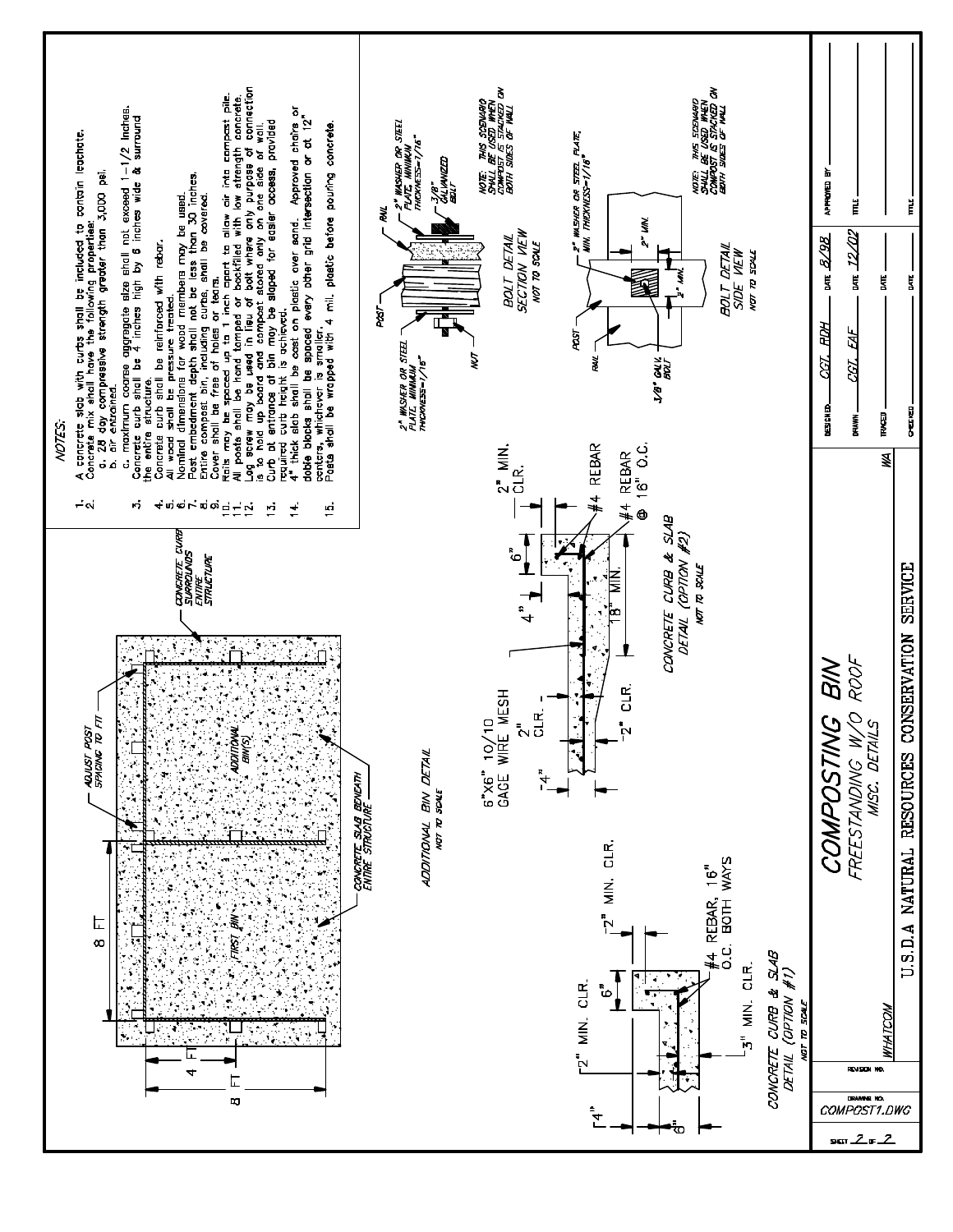NOTES:

1. A concrete slab with curbs shall be included to contain leachate.
2. Concrete mix shall have the following properties:
   a. 28 day compressive strength greater than 3,000 psi.
   b. air entrained.
   c. maximum coarse aggregate size shall not exceed 1-1/2 inches.
3. Concrete curb shall be 4 inches high by 6 inches wide & surround the entire structure.
4. Concrete curb shall be reinforced with rebar.
5. All wood shall be pressure treated.
6. Nominal dimensions for wood members may be used.
7. Post embedment depth shall not be less than 30 inches.
8. Entire compost bin, including curbs, shall be covered.
9. Cover shall be free of holes or tears.
10. Rails may be spaced up to 1 inch apart to allow air into compost pile.
11. All posts shall be hand tamped or backfilled with low strength concrete.
12. Lag screw may be used in lieu of bolt where only purpose of connection is to hold up board and compost stored only on one side of wall.
13. Curb at entrance of bin may be sloped for easier access, provided required curb height is achieved.
14. 4" thick slab shall be cast on plastic over sand. Approved chairs or dobie blocks shall be spaced every other grid intersection or at 12" centers, whichever is smaller.
15. Posts shall be wrapped with 4 mil. plastic before pouring concrete.

ADJUST POST SPACING TO FIT

8 FT

4 FT

8 FT

CONCRETE CURB SURROUNDS ENTIRE STRUCTURE

ADDITIONAL BIN(S)

FIRST BIN

CONCRETE SLAB BENEATH ENTIRE STRUCTURE

ADDITIONAL BIN DETAIL
NOT TO SCALE

2" MIN. CLR.

6"

2" MIN. CLR.

4"

6"

#4 REBAR, 16" O.C. BOTH WAYS

3" MIN. CLR.

CONCRETE CURB & SLAB DETAIL (OPTION #1)
NOT TO SCALE

6"X6" 10/10 GAGE WIRE MESH

2" CLR.

2" CLR.

4"

4"

6"

2" MIN. CLR.

#4 REBAR

#4 REBAR @ 16" O.C.

18" MIN.

CONCRETE CURB & SLAB DETAIL (OPTION #2)
NOT TO SCALE

POST

RAIL

2" WASHER OR STEEL PLATE, MINIMUM THICKNESS=1/16"

3/8" GALVANIZED BOLT

2" WASHER OR STEEL PLATE, MINIMUM THICKNESS=1/16"

NUT

BOLT DETAIL
SECTION VIEW
NOT TO SCALE

NOTE: THIS SCENARIO SHALL BE USED WHEN COMPOST IS STACKED ON BOTH SIDES OF WALL

2" WASHER OR STEEL PLATE, MIN. THICKNESS=1/16"

2" MIN.

2" MIN.

POST

RAIL

3/8" GALV. BOLT

BOLT DETAIL
SIDE VIEW
NOT TO SCALE

NOTE: THIS SCENARIO SHALL BE USED WHEN COMPOST IS STACKED ON BOTH SIDES OF WALL

# COMPOSTING BIN

FREESTANDING W/O ROOF
MISC. DETAILS

WHATCOM WA

U.S.D.A NATURAL RESOURCES CONSERVATION SERVICE

| | | | |
|---|---|---|---|
| DESIGNED CGT, RDH | DATE 8/98 | APPROVED BY | |
| DRAWN CGT, EAF | DATE 12/02 | TITLE | |
| TRACED | DATE | | |
| CHECKED | DATE | TITLE | |

REVISION NO.

DRAWING NO. COMPOST1.DWG

SHEET 2 OF 2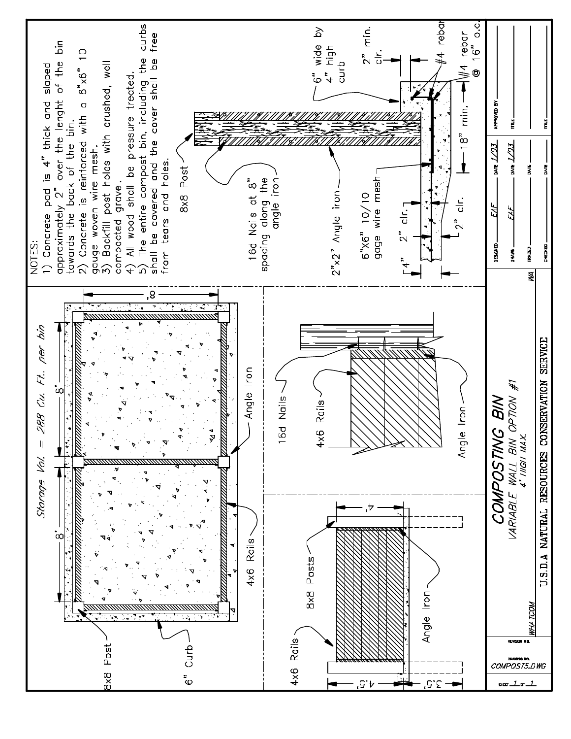# COMPOSTING BIN

*VARIABLE WALL BIN OPTION #1*
*4' HIGH MAX.*

U.S.D.A NATURAL RESOURCES CONSERVATON SERVICE

NOTES:

1) Concrete pad is 4" thick and sloped approximately 2" over the lenght of the bin towards the back of the bin.
2) Concrete is reinforced with a 6"x6" 10 gauge woven wire mesh.
3) Backfill post holes with crushed, well compacted gravel.
4) All wood shall be pressure treated.
5) The entire compost bin, including the curbs shall be covered and the cover shall be free from tears and holes.

*Storage Vol. = 288 Cu. Ft.. per bin*

8' — 8' — 8'

8x8 Post
6" Curb
4x6 Rails
Angle Iron

4x6 Rails
8x8 Posts
Angle Iron
4.5'
3.5'
4'

16d Nails
4x6 Rails
Angle Iron

8x8 Post
16d Nails at 8" spacing along the angle iron
2"x2" Angle iron
6"X6" 10/10 gage wire mesh
6" wide by 4" high curb
2" min. clr.
#4 rebar
#4 rebar @ 16" o.c.
18" min.
2" clr.
2" clr.
4"

| | |
|---|---|
| DESIGNED: EAF | DATE: 1/03 |
| DRAWN: EAF | DATE: 1/03 |
| TRACED: | DATE: |
| CHECKED: | DATE: |
| APPROVED BY: | TITLE: |
| | TITLE: |

WHATCOM, WA

REVISION NO.

DRAWING NO. COMPOST5.DWG

SHEET 1 OF 1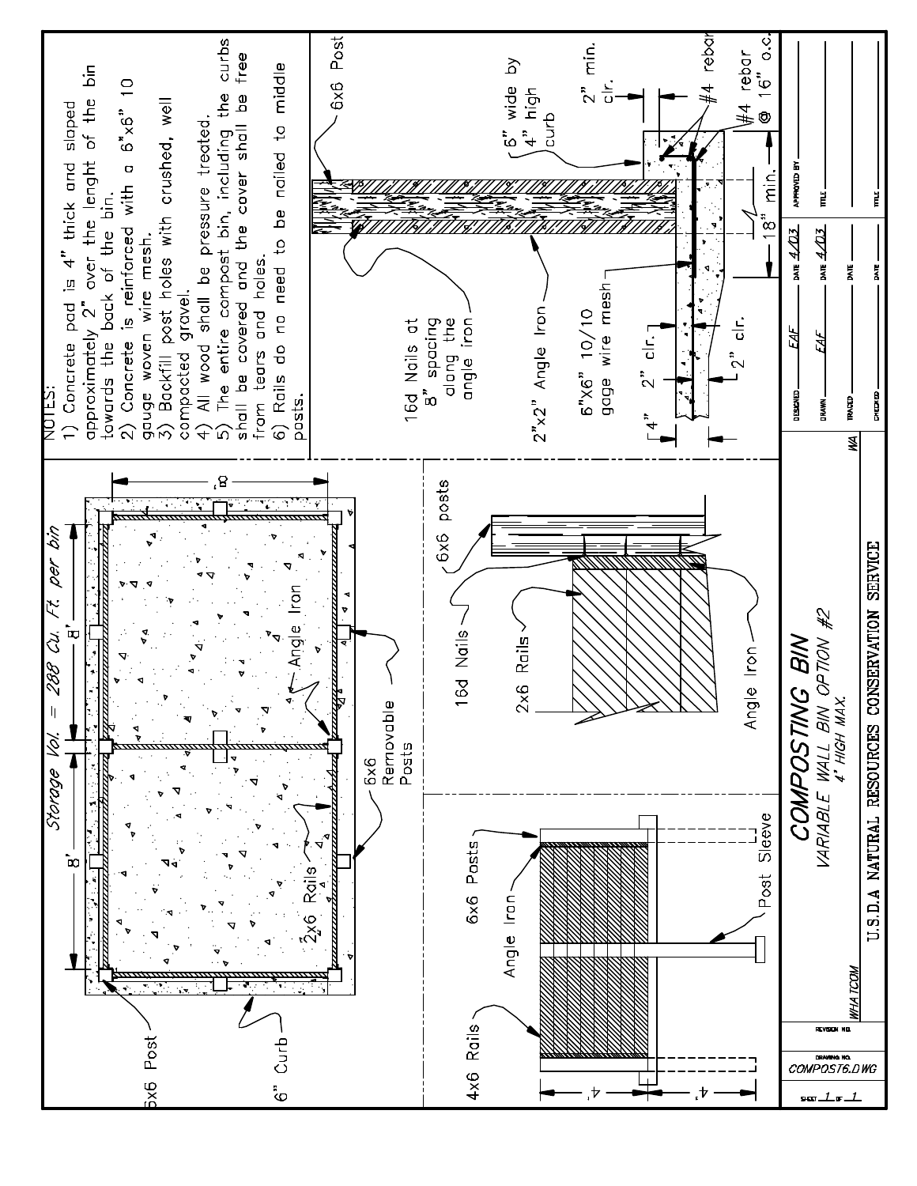NOTES:

1) Concrete pad is 4" thick and sloped approximately 2" over the lenght of the bin towards the back of the bin.
2) Concrete is reinforced with a 6"x6" 10 gauge woven wire mesh.
3) Backfill post holes with crushed, well compacted gravel.
4) All wood shall be pressure treated.
5) The entire compost bin, including the curbs shall be covered and the cover shall be free from tears and holes.
6) Rails do no need to be nailed to middle posts.

Storage Vol. = 288 Cu. Ft. per bin

8' — 8' — 8'

6x6 Post

6" Curb

2x6 Rails

Angle Iron

6x6 Removable Posts

4x6 Rails

Angle Iron

6x6 Posts

Post Sleeve

4' — 4'

16d Nails

2x6 Rails

6x6 posts

Angle Iron

6x6 Post

16d Nails at 8" spacing along the angle iron

2"x2" Angle Iron

6"X6" 10/10 gage wire mesh

6" wide by 4" high curb

2" min. clr.

#4 rebar

#4 rebar @ 16" o.c.

18" min.

4" — 2" clr. — 2" clr.

# COMPOSTING BIN

VARIABLE WALL BIN OPTION #2

4' HIGH MAX.

U.S.D.A NATURAL RESOURCES CONSERVATION SERVICE

WHATCOM — WA

| DESIGNED EAF | DATE 4/03 | APPROVED BY | TITLE |
|---|---|---|---|
| DRAWN EAF | DATE 4/03 | | |
| TRACED | DATE | | |
| CHECKED | DATE | | TITLE |

REVISION NO.

DRAWING NO. COMPOST6.DWG

SHEET 1 OF 1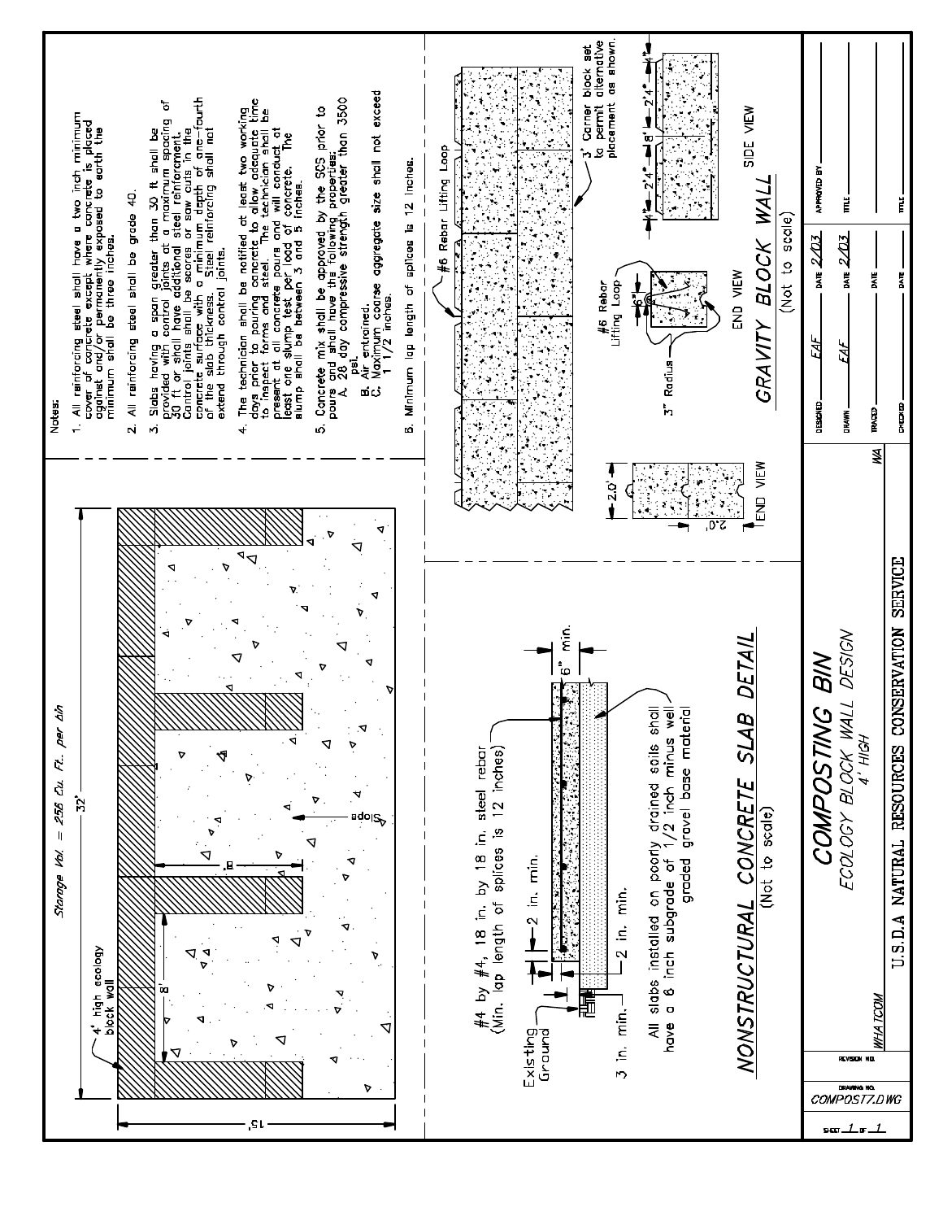Notes:

1. All reinforcing steel shall have a two inch minimum cover of concrete except where concrete is placed against and/or permanently exposed to earth the minimum shall be three inches.

2. All reinforcing steel shall be grade 40.

3. Slabs having a span greater than 30 ft shall be provided with control joints at a maximum spacing of 30 ft or shall have additional steel reinforcment. Control joints shall be scores or saw cuts in the concrete surface with a minimum depth of one-fourth of the slab thickness. Steel reinforcing shall not extend through control joints.

4. The technician shall be notified at least two working days prior to pouring concrete to allow adequate time to inspect forms and steel. The technician shall be present at all concrete pours and will conduct at least one slump test per load of concrete. The slump shall be between 3 and 5 inches.

5. Concrete mix shall be approved by the SCS prior to pours and shall have the following properties:
   A. 28 day compressive strength greater than 3500 psi.
   B. Air entrained.
   C. Maximum coarse aggregate size shall not exceed 1 1/2 inches.

6. Minimum lap length of splices is 12 inches.

Storage Vol. = 256 Cu. Ft. per bin

32' — 15' — 8' — 8' — 4' high ecology block wall — Slope

## NONSTRUCTURAL CONCRETE SLAB DETAIL

(Not to scale)

#4 by #4, 18 in. by 18 in. steel rebar (Min. lap length of splices is 12 inches)

Existing Ground — 2 in. min. — 2 in. min. — 3 in. min. — 6" min.

All slabs installed on poorly drained soils shall have a 6 inch subgrade of 1/2 inch minus well graded gravel base material

## GRAVITY BLOCK WALL

(Not to scale)

#6 Rebar Lifting Loop — 3' Corner block set to permit alternative placement as shown. — #6 Rebar Lifting Loop — 3" Radius — 6" — 2.0' — 2.0' — END VIEW — END VIEW — SIDE VIEW — 1' — 2'4" — 8" — 2'4" — 1'

## COMPOSTING BIN

ECOLOGY BLOCK WALL DESIGN
4' HIGH

WHATCOM — WA

U.S.D.A NATURAL RESOURCES CONSERVATION SERVICE

| DESIGNED EAF | DATE 2/03 | APPROVED BY |
|---|---|---|
| DRAWN EAF | DATE 2/03 | TITLE |
| TRACED | DATE | |
| CHECKED | DATE | TITLE |

REVISION NO.

DRAWING NO. COMPOST7.DWG

SHEET 1 OF 1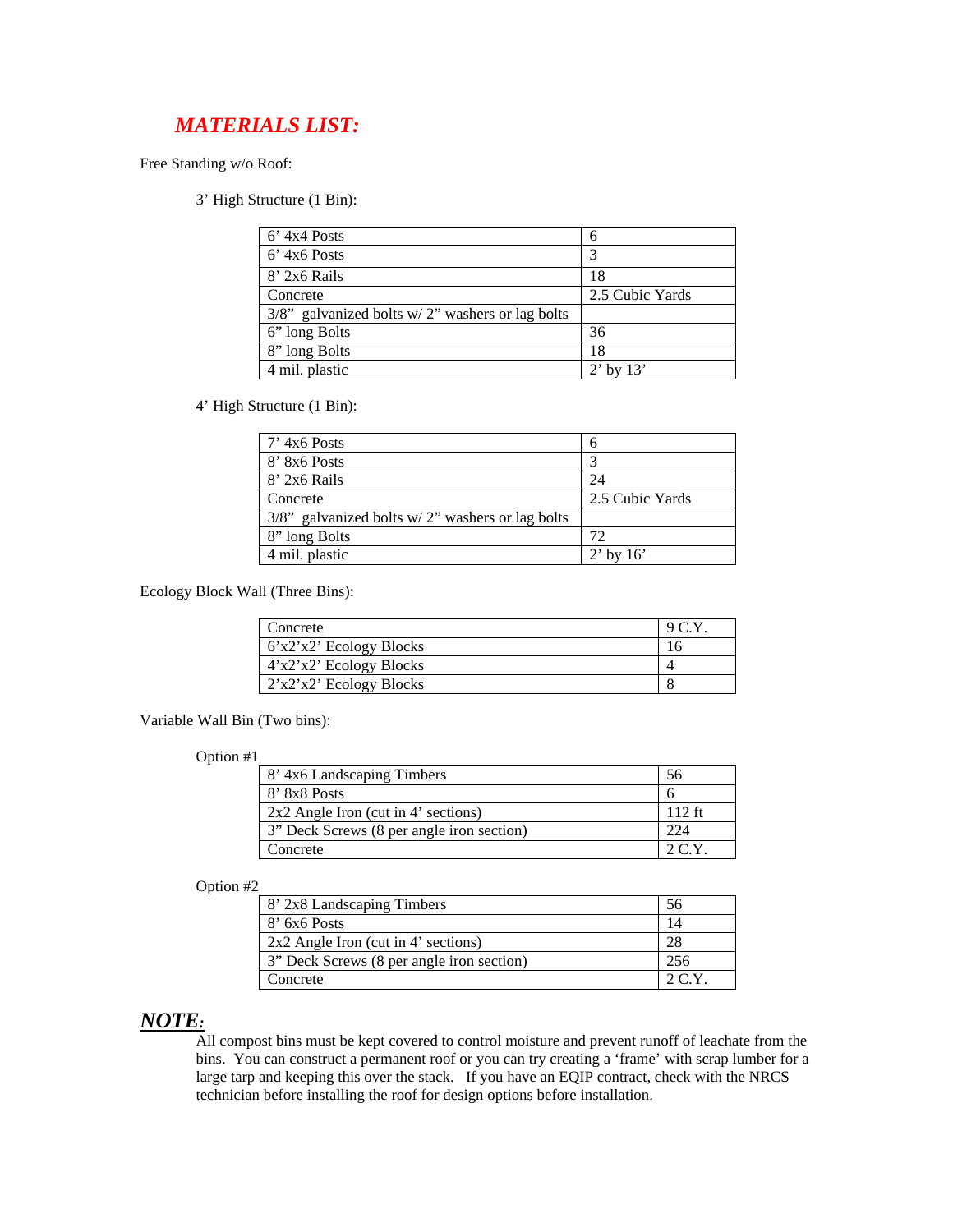## *MATERIALS LIST:*

Free Standing w/o Roof:

3' High Structure (1 Bin):

| | |
|---|---|
| 6' 4x4 Posts | 6 |
| 6' 4x6 Posts | 3 |
| 8' 2x6 Rails | 18 |
| Concrete | 2.5 Cubic Yards |
| 3/8" galvanized bolts w/ 2" washers or lag bolts | |
| 6" long Bolts | 36 |
| 8" long Bolts | 18 |
| 4 mil. plastic | 2' by 13' |

4' High Structure (1 Bin):

| | |
|---|---|
| 7' 4x6 Posts | 6 |
| 8' 8x6 Posts | 3 |
| 8' 2x6 Rails | 24 |
| Concrete | 2.5 Cubic Yards |
| 3/8" galvanized bolts w/ 2" washers or lag bolts | |
| 8" long Bolts | 72 |
| 4 mil. plastic | 2' by 16' |

Ecology Block Wall (Three Bins):

| | |
|---|---|
| Concrete | 9 C.Y. |
| 6'x2'x2' Ecology Blocks | 16 |
| 4'x2'x2' Ecology Blocks | 4 |
| 2'x2'x2' Ecology Blocks | 8 |

Variable Wall Bin (Two bins):

Option #1

| | |
|---|---|
| 8' 4x6 Landscaping Timbers | 56 |
| 8' 8x8 Posts | 6 |
| 2x2 Angle Iron (cut in 4' sections) | 112 ft |
| 3" Deck Screws (8 per angle iron section) | 224 |
| Concrete | 2 C.Y. |

Option #2

| | |
|---|---|
| 8' 2x8 Landscaping Timbers | 56 |
| 8' 6x6 Posts | 14 |
| 2x2 Angle Iron (cut in 4' sections) | 28 |
| 3" Deck Screws (8 per angle iron section) | 256 |
| Concrete | 2 C.Y. |

***NOTE:***

All compost bins must be kept covered to control moisture and prevent runoff of leachate from the bins. You can construct a permanent roof or you can try creating a 'frame' with scrap lumber for a large tarp and keeping this over the stack. If you have an EQIP contract, check with the NRCS technician before installing the roof for design options before installation.